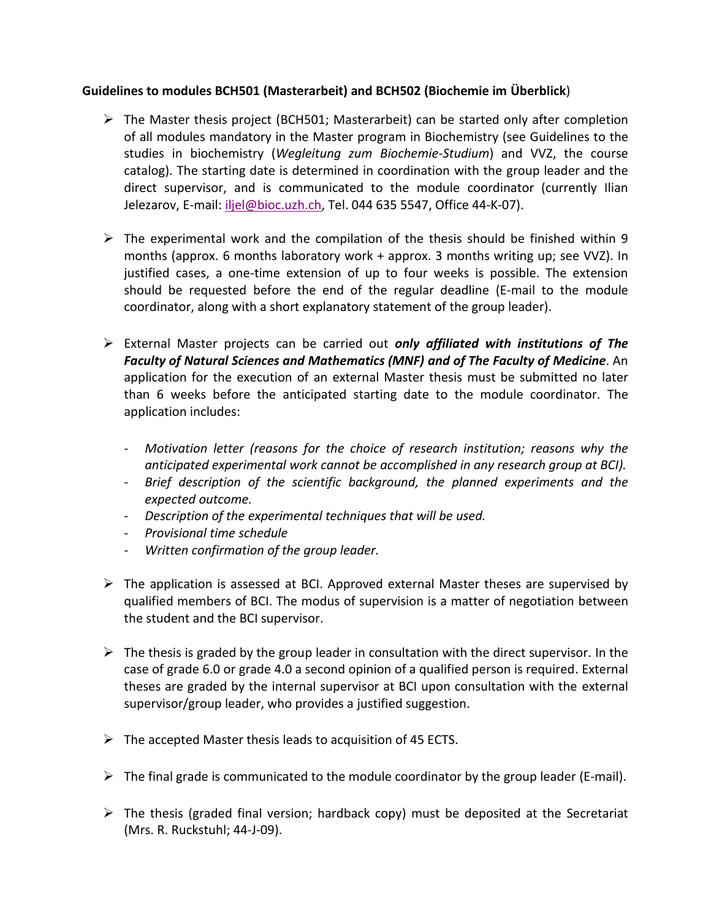**Guidelines to modules BCH501 (Masterarbeit) and BCH502 (Biochemie im Überblick**)

- The Master thesis project (BCH501; Masterarbeit) can be started only after completion of all modules mandatory in the Master program in Biochemistry (see Guidelines to the studies in biochemistry (*Wegleitung zum Biochemie-Studium*) and VVZ, the course catalog). The starting date is determined in coordination with the group leader and the direct supervisor, and is communicated to the module coordinator (currently Ilian Jelezarov, E-mail: iljel@bioc.uzh.ch, Tel. 044 635 5547, Office 44-K-07).

- The experimental work and the compilation of the thesis should be finished within 9 months (approx. 6 months laboratory work + approx. 3 months writing up; see VVZ). In justified cases, a one-time extension of up to four weeks is possible. The extension should be requested before the end of the regular deadline (E-mail to the module coordinator, along with a short explanatory statement of the group leader).

- External Master projects can be carried out ***only affiliated with institutions of The Faculty of Natural Sciences and Mathematics (MNF) and of The Faculty of Medicine***. An application for the execution of an external Master thesis must be submitted no later than 6 weeks before the anticipated starting date to the module coordinator. The application includes:

  - *Motivation letter (reasons for the choice of research institution; reasons why the anticipated experimental work cannot be accomplished in any research group at BCI).*
  - *Brief description of the scientific background, the planned experiments and the expected outcome.*
  - *Description of the experimental techniques that will be used.*
  - *Provisional time schedule*
  - *Written confirmation of the group leader.*

- The application is assessed at BCI. Approved external Master theses are supervised by qualified members of BCI. The modus of supervision is a matter of negotiation between the student and the BCI supervisor.

- The thesis is graded by the group leader in consultation with the direct supervisor. In the case of grade 6.0 or grade 4.0 a second opinion of a qualified person is required. External theses are graded by the internal supervisor at BCI upon consultation with the external supervisor/group leader, who provides a justified suggestion.

- The accepted Master thesis leads to acquisition of 45 ECTS.

- The final grade is communicated to the module coordinator by the group leader (E-mail).

- The thesis (graded final version; hardback copy) must be deposited at the Secretariat (Mrs. R. Ruckstuhl; 44-J-09).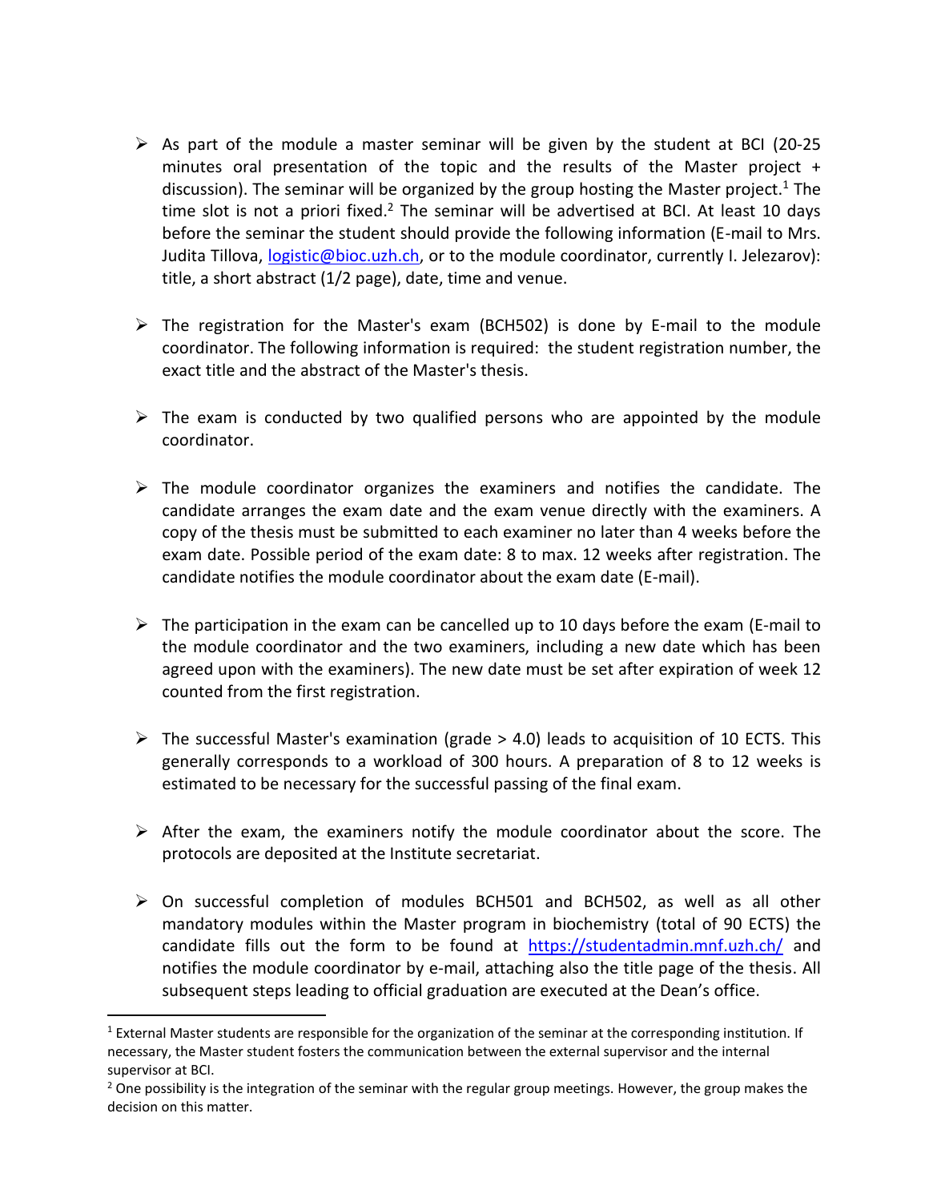- As part of the module a master seminar will be given by the student at BCI (20-25 minutes oral presentation of the topic and the results of the Master project + discussion). The seminar will be organized by the group hosting the Master project.[1] The time slot is not a priori fixed.[2] The seminar will be advertised at BCI. At least 10 days before the seminar the student should provide the following information (E-mail to Mrs. Judita Tillova, logistic@bioc.uzh.ch, or to the module coordinator, currently I. Jelezarov): title, a short abstract (1/2 page), date, time and venue.

- The registration for the Master's exam (BCH502) is done by E-mail to the module coordinator. The following information is required: the student registration number, the exact title and the abstract of the Master's thesis.

- The exam is conducted by two qualified persons who are appointed by the module coordinator.

- The module coordinator organizes the examiners and notifies the candidate. The candidate arranges the exam date and the exam venue directly with the examiners. A copy of the thesis must be submitted to each examiner no later than 4 weeks before the exam date. Possible period of the exam date: 8 to max. 12 weeks after registration. The candidate notifies the module coordinator about the exam date (E-mail).

- The participation in the exam can be cancelled up to 10 days before the exam (E-mail to the module coordinator and the two examiners, including a new date which has been agreed upon with the examiners). The new date must be set after expiration of week 12 counted from the first registration.

- The successful Master's examination (grade > 4.0) leads to acquisition of 10 ECTS. This generally corresponds to a workload of 300 hours. A preparation of 8 to 12 weeks is estimated to be necessary for the successful passing of the final exam.

- After the exam, the examiners notify the module coordinator about the score. The protocols are deposited at the Institute secretariat.

- On successful completion of modules BCH501 and BCH502, as well as all other mandatory modules within the Master program in biochemistry (total of 90 ECTS) the candidate fills out the form to be found at https://studentadmin.mnf.uzh.ch/ and notifies the module coordinator by e-mail, attaching also the title page of the thesis. All subsequent steps leading to official graduation are executed at the Dean's office.

---

[1] External Master students are responsible for the organization of the seminar at the corresponding institution. If necessary, the Master student fosters the communication between the external supervisor and the internal supervisor at BCI.

[2] One possibility is the integration of the seminar with the regular group meetings. However, the group makes the decision on this matter.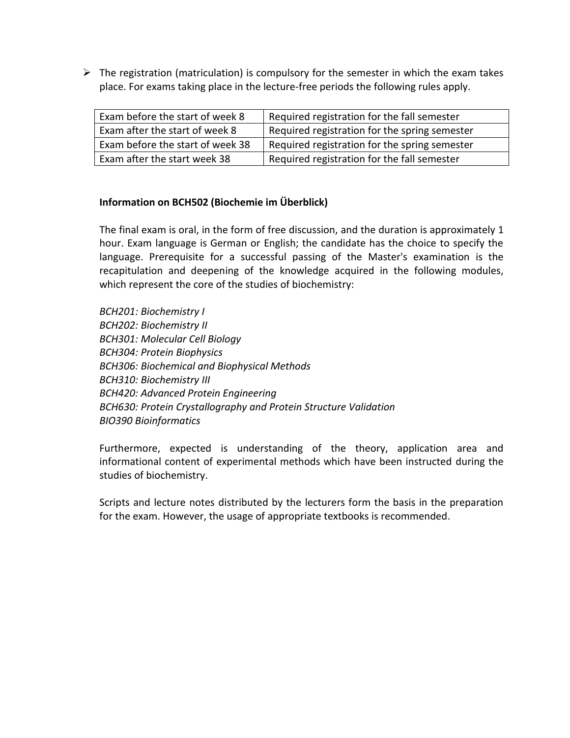- The registration (matriculation) is compulsory for the semester in which the exam takes place. For exams taking place in the lecture-free periods the following rules apply.

| | |
|---|---|
| Exam before the start of week 8 | Required registration for the fall semester |
| Exam after the start of week 8 | Required registration for the spring semester |
| Exam before the start of week 38 | Required registration for the spring semester |
| Exam after the start week 38 | Required registration for the fall semester |

**Information on BCH502 (Biochemie im Überblick)**

The final exam is oral, in the form of free discussion, and the duration is approximately 1 hour. Exam language is German or English; the candidate has the choice to specify the language. Prerequisite for a successful passing of the Master's examination is the recapitulation and deepening of the knowledge acquired in the following modules, which represent the core of the studies of biochemistry:

*BCH201: Biochemistry I*
*BCH202: Biochemistry II*
*BCH301: Molecular Cell Biology*
*BCH304: Protein Biophysics*
*BCH306: Biochemical and Biophysical Methods*
*BCH310: Biochemistry III*
*BCH420: Advanced Protein Engineering*
*BCH630: Protein Crystallography and Protein Structure Validation*
*BIO390 Bioinformatics*

Furthermore, expected is understanding of the theory, application area and informational content of experimental methods which have been instructed during the studies of biochemistry.

Scripts and lecture notes distributed by the lecturers form the basis in the preparation for the exam. However, the usage of appropriate textbooks is recommended.